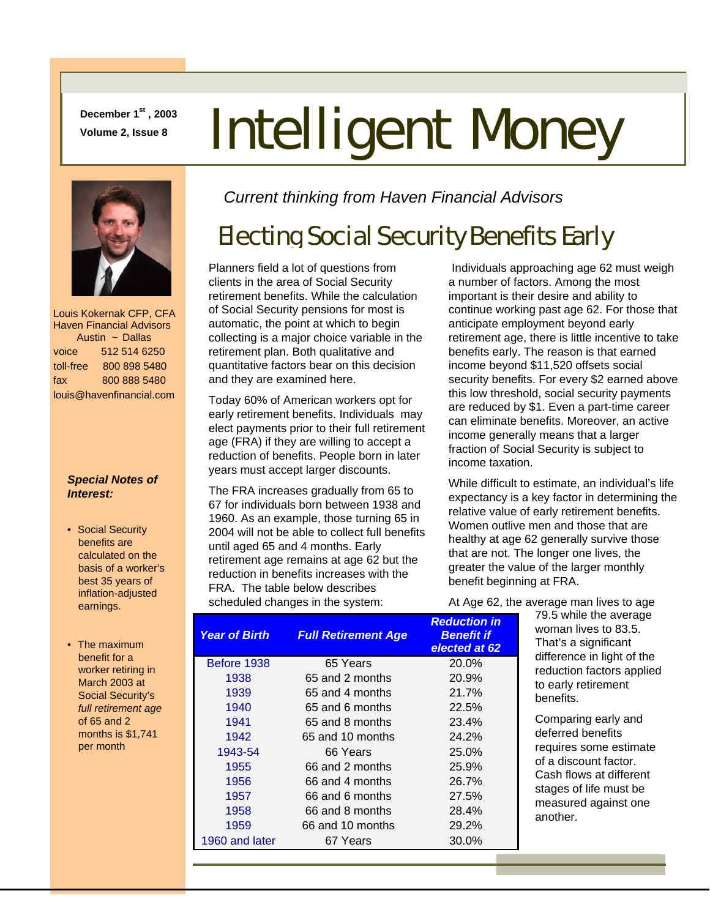December 1st, 2003
Volume 2, Issue 8

# Intelligent Money

Louis Kokernak CFP, CFA
Haven Financial Advisors
Austin ~ Dallas
voice 512 514 6250
toll-free 800 898 5480
fax 800 888 5480
louis@havenfinancial.com

***Special Notes of Interest:***

- Social Security benefits are calculated on the basis of a worker's best 35 years of inflation-adjusted earnings.
- The maximum benefit for a worker retiring in March 2003 at Social Security's *full retirement age* of 65 and 2 months is $1,741 per month

*Current thinking from Haven Financial Advisors*

## Electing Social Security Benefits Early

Planners field a lot of questions from clients in the area of Social Security retirement benefits. While the calculation of Social Security pensions for most is automatic, the point at which to begin collecting is a major choice variable in the retirement plan. Both qualitative and quantitative factors bear on this decision and they are examined here.

Today 60% of American workers opt for early retirement benefits. Individuals may elect payments prior to their full retirement age (FRA) if they are willing to accept a reduction of benefits. People born in later years must accept larger discounts.

The FRA increases gradually from 65 to 67 for individuals born between 1938 and 1960. As an example, those turning 65 in 2004 will not be able to collect full benefits until aged 65 and 4 months. Early retirement age remains at age 62 but the reduction in benefits increases with the FRA. The table below describes scheduled changes in the system:

| Year of Birth | Full Retirement Age | Reduction in Benefit if elected at 62 |
|---|---|---|
| Before 1938 | 65 Years | 20.0% |
| 1938 | 65 and 2 months | 20.9% |
| 1939 | 65 and 4 months | 21.7% |
| 1940 | 65 and 6 months | 22.5% |
| 1941 | 65 and 8 months | 23.4% |
| 1942 | 65 and 10 months | 24.2% |
| 1943-54 | 66 Years | 25.0% |
| 1955 | 66 and 2 months | 25.9% |
| 1956 | 66 and 4 months | 26.7% |
| 1957 | 66 and 6 months | 27.5% |
| 1958 | 66 and 8 months | 28.4% |
| 1959 | 66 and 10 months | 29.2% |
| 1960 and later | 67 Years | 30.0% |

Individuals approaching age 62 must weigh a number of factors. Among the most important is their desire and ability to continue working past age 62. For those that anticipate employment beyond early retirement age, there is little incentive to take benefits early. The reason is that earned income beyond $11,520 offsets social security benefits. For every $2 earned above this low threshold, social security payments are reduced by $1. Even a part-time career can eliminate benefits. Moreover, an active income generally means that a larger fraction of Social Security is subject to income taxation.

While difficult to estimate, an individual's life expectancy is a key factor in determining the relative value of early retirement benefits. Women outlive men and those that are healthy at age 62 generally survive those that are not. The longer one lives, the greater the value of the larger monthly benefit beginning at FRA.

At Age 62, the average man lives to age 79.5 while the average woman lives to 83.5. That's a significant difference in light of the reduction factors applied to early retirement benefits.

Comparing early and deferred benefits requires some estimate of a discount factor. Cash flows at different stages of life must be measured against one another.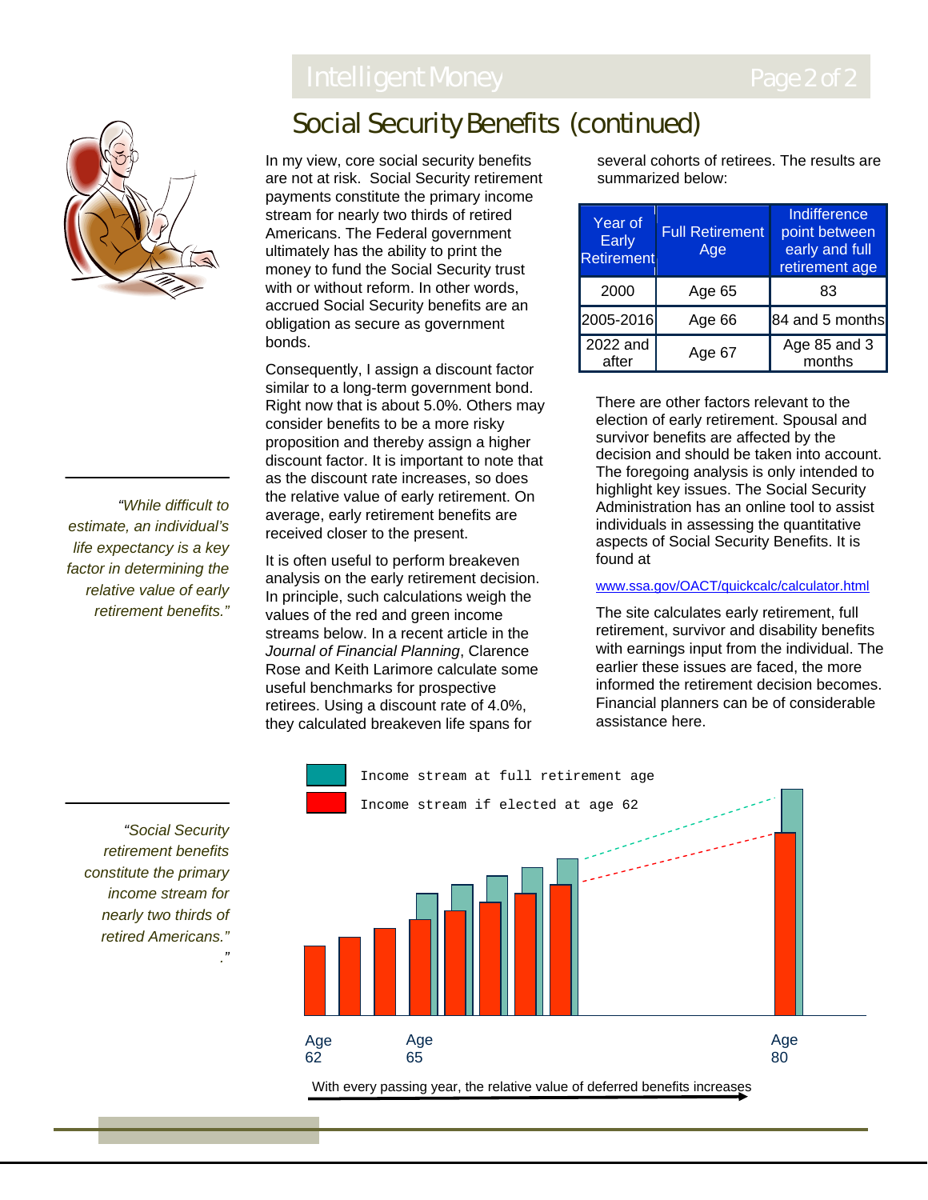## Social Security Benefits (continued)

In my view, core social security benefits are not at risk. Social Security retirement payments constitute the primary income stream for nearly two thirds of retired Americans. The Federal government ultimately has the ability to print the money to fund the Social Security trust with or without reform. In other words, accrued Social Security benefits are an obligation as secure as government bonds.

Consequently, I assign a discount factor similar to a long-term government bond. Right now that is about 5.0%. Others may consider benefits to be a more risky proposition and thereby assign a higher discount factor. It is important to note that as the discount rate increases, so does the relative value of early retirement. On average, early retirement benefits are received closer to the present.

It is often useful to perform breakeven analysis on the early retirement decision. In principle, such calculations weigh the values of the red and green income streams below. In a recent article in the *Journal of Financial Planning*, Clarence Rose and Keith Larimore calculate some useful benchmarks for prospective retirees. Using a discount rate of 4.0%, they calculated breakeven life spans for several cohorts of retirees. The results are summarized below:

| Year of Early Retirement | Full Retirement Age | Indifference point between early and full retirement age |
|---|---|---|
| 2000 | Age 65 | 83 |
| 2005-2016 | Age 66 | 84 and 5 months |
| 2022 and after | Age 67 | Age 85 and 3 months |

There are other factors relevant to the election of early retirement. Spousal and survivor benefits are affected by the decision and should be taken into account. The foregoing analysis is only intended to highlight key issues. The Social Security Administration has an online tool to assist individuals in assessing the quantitative aspects of Social Security Benefits. It is found at

www.ssa.gov/OACT/quickcalc/calculator.html

The site calculates early retirement, full retirement, survivor and disability benefits with earnings input from the individual. The earlier these issues are faced, the more informed the retirement decision becomes. Financial planners can be of considerable assistance here.

*"While difficult to estimate, an individual's life expectancy is a key factor in determining the relative value of early retirement benefits."*

*"Social Security retirement benefits constitute the primary income stream for nearly two thirds of retired Americans."*

Income stream at full retirement age

Income stream if elected at age 62

Age 62

Age 65

Age 80

With every passing year, the relative value of deferred benefits increases